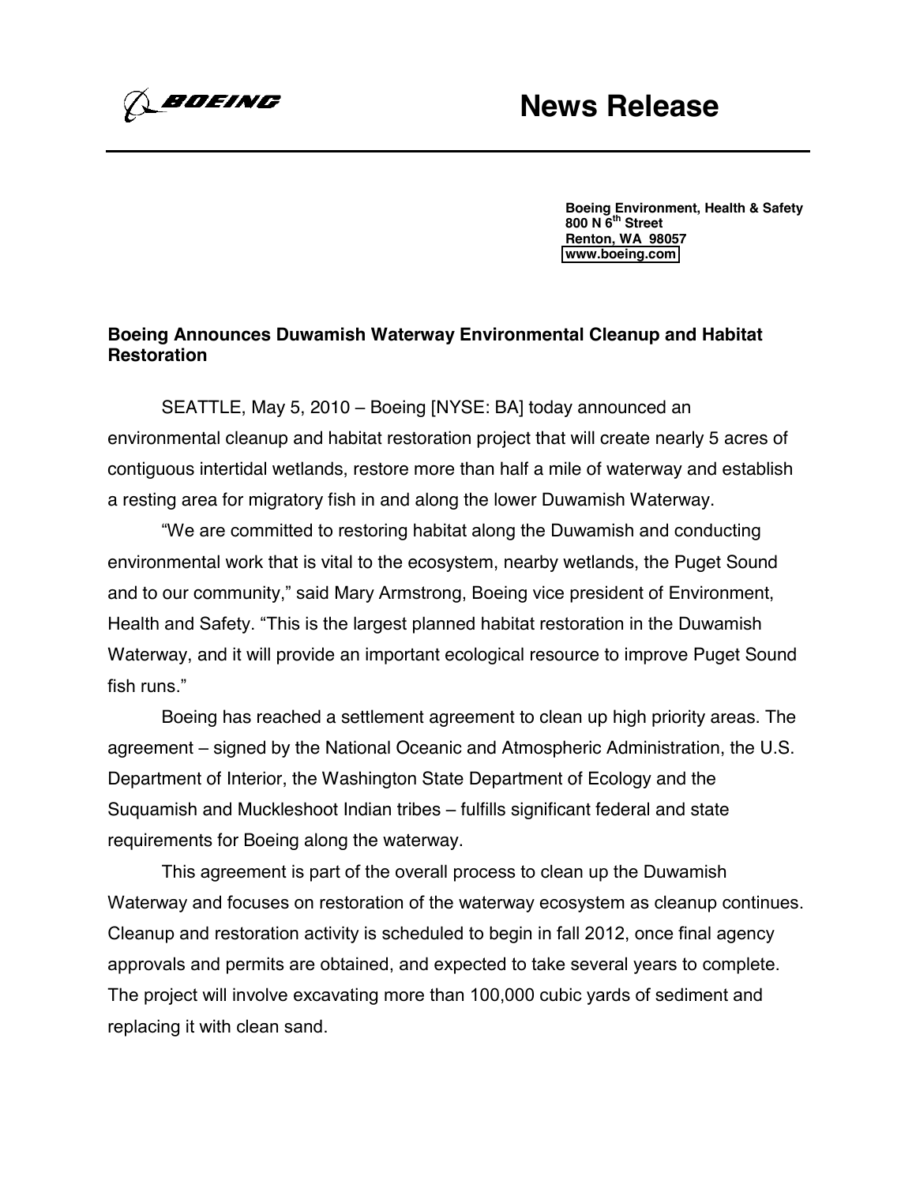BOEING

# News Release

**Boeing Environment, Health & Safety**
**800 N 6th Street**
**Renton, WA 98057**
**www.boeing.com**

## Boeing Announces Duwamish Waterway Environmental Cleanup and Habitat Restoration

SEATTLE, May 5, 2010 – Boeing [NYSE: BA] today announced an environmental cleanup and habitat restoration project that will create nearly 5 acres of contiguous intertidal wetlands, restore more than half a mile of waterway and establish a resting area for migratory fish in and along the lower Duwamish Waterway.

"We are committed to restoring habitat along the Duwamish and conducting environmental work that is vital to the ecosystem, nearby wetlands, the Puget Sound and to our community," said Mary Armstrong, Boeing vice president of Environment, Health and Safety. "This is the largest planned habitat restoration in the Duwamish Waterway, and it will provide an important ecological resource to improve Puget Sound fish runs."

Boeing has reached a settlement agreement to clean up high priority areas. The agreement – signed by the National Oceanic and Atmospheric Administration, the U.S. Department of Interior, the Washington State Department of Ecology and the Suquamish and Muckleshoot Indian tribes – fulfills significant federal and state requirements for Boeing along the waterway.

This agreement is part of the overall process to clean up the Duwamish Waterway and focuses on restoration of the waterway ecosystem as cleanup continues. Cleanup and restoration activity is scheduled to begin in fall 2012, once final agency approvals and permits are obtained, and expected to take several years to complete. The project will involve excavating more than 100,000 cubic yards of sediment and replacing it with clean sand.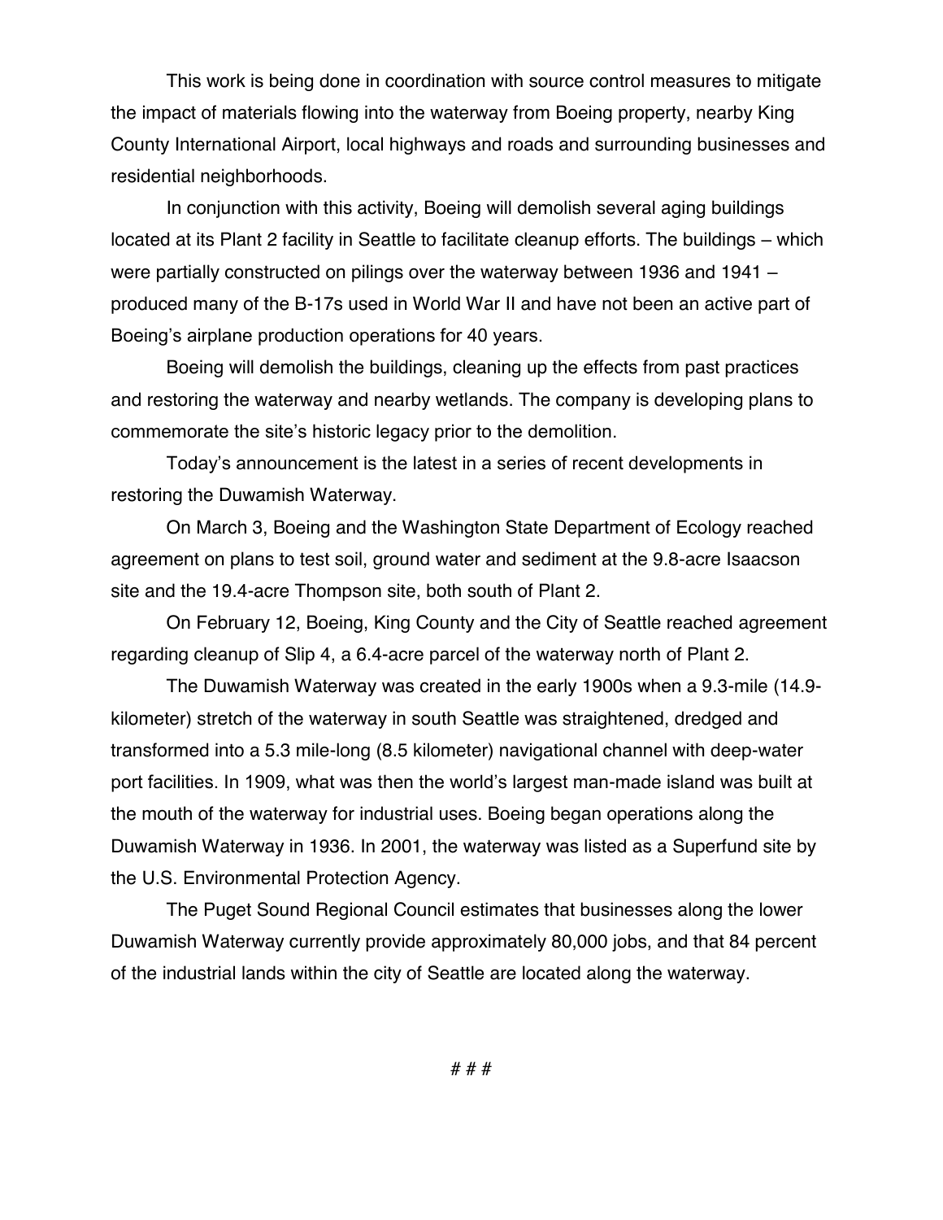This work is being done in coordination with source control measures to mitigate the impact of materials flowing into the waterway from Boeing property, nearby King County International Airport, local highways and roads and surrounding businesses and residential neighborhoods.

In conjunction with this activity, Boeing will demolish several aging buildings located at its Plant 2 facility in Seattle to facilitate cleanup efforts. The buildings – which were partially constructed on pilings over the waterway between 1936 and 1941 – produced many of the B-17s used in World War II and have not been an active part of Boeing's airplane production operations for 40 years.

Boeing will demolish the buildings, cleaning up the effects from past practices and restoring the waterway and nearby wetlands. The company is developing plans to commemorate the site's historic legacy prior to the demolition.

Today's announcement is the latest in a series of recent developments in restoring the Duwamish Waterway.

On March 3, Boeing and the Washington State Department of Ecology reached agreement on plans to test soil, ground water and sediment at the 9.8-acre Isaacson site and the 19.4-acre Thompson site, both south of Plant 2.

On February 12, Boeing, King County and the City of Seattle reached agreement regarding cleanup of Slip 4, a 6.4-acre parcel of the waterway north of Plant 2.

The Duwamish Waterway was created in the early 1900s when a 9.3-mile (14.9-kilometer) stretch of the waterway in south Seattle was straightened, dredged and transformed into a 5.3 mile-long (8.5 kilometer) navigational channel with deep-water port facilities. In 1909, what was then the world's largest man-made island was built at the mouth of the waterway for industrial uses. Boeing began operations along the Duwamish Waterway in 1936. In 2001, the waterway was listed as a Superfund site by the U.S. Environmental Protection Agency.

The Puget Sound Regional Council estimates that businesses along the lower Duwamish Waterway currently provide approximately 80,000 jobs, and that 84 percent of the industrial lands within the city of Seattle are located along the waterway.

# # #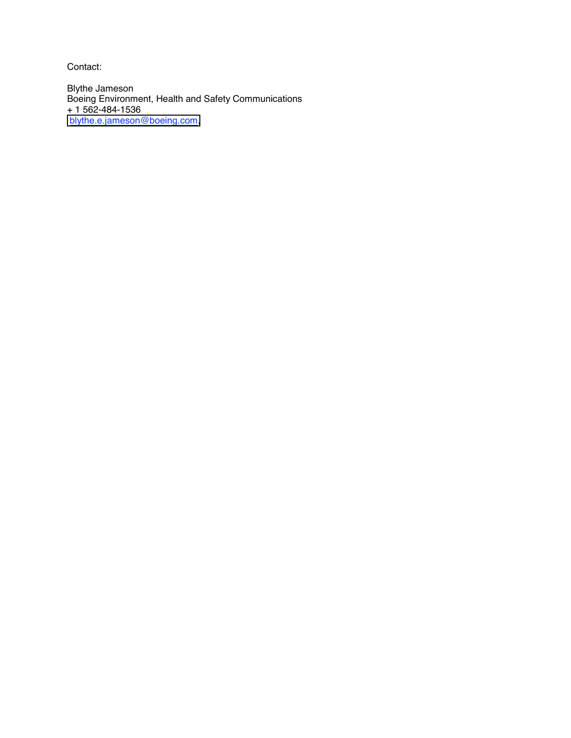Contact:

Blythe Jameson
Boeing Environment, Health and Safety Communications
+ 1 562-484-1536
blythe.e.jameson@boeing.com